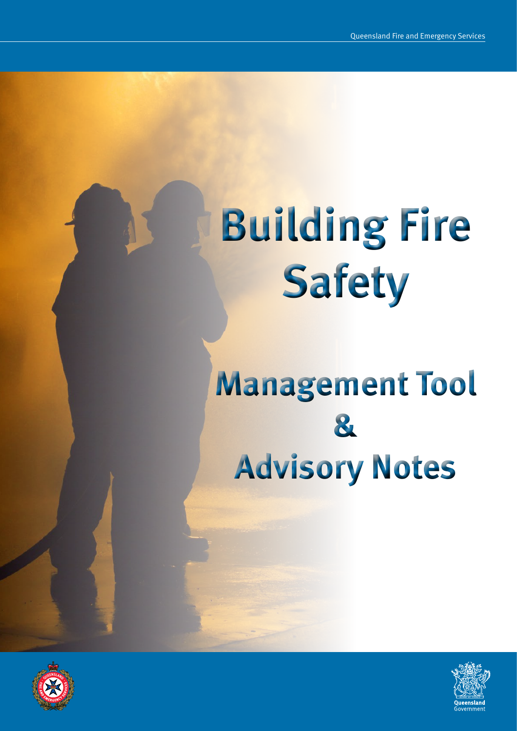Queensland Fire and Emergency Services

# Building Fire Safety

## Management Tool & Advisory Notes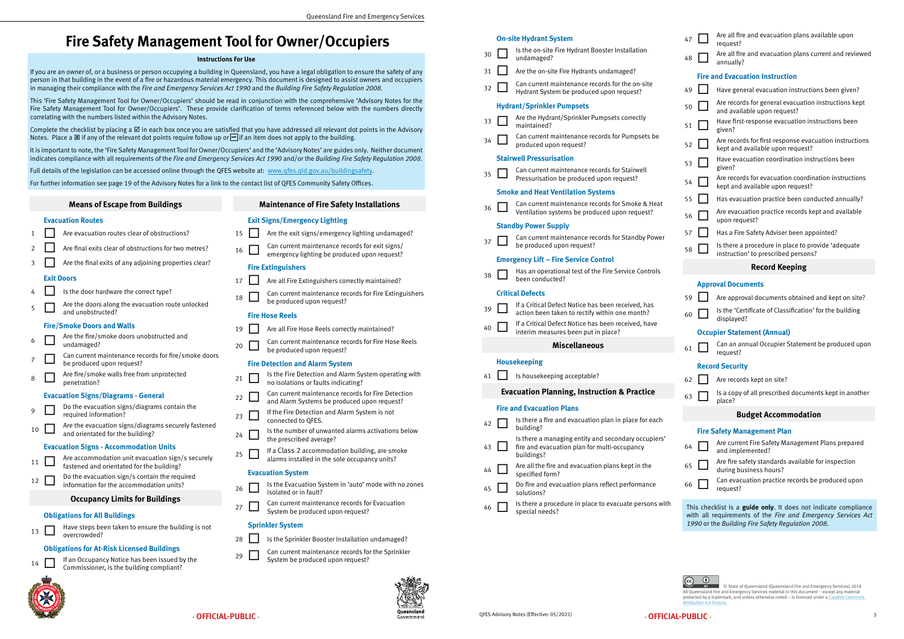# Fire Safety Management Tool for Owner/Occupiers

**Instructions For Use**

If you are an owner of, or a business or person occupying a building in Queensland, you have a legal obligation to ensure the safety of any person in that building in the event of a fire or hazardous material emergency. This document is designed to assist owners and occupiers in managing their compliance with the *Fire and Emergency Services Act 1990* and the *Building Fire Safety Regulation 2008*.

This 'Fire Safety Management Tool for Owner/Occupiers' should be read in conjunction with the comprehensive 'Advisory Notes for the Fire Safety Management Tool for Owner/Occupiers'. These provide clarification of terms referenced below with the numbers directly correlating with the numbers listed within the Advisory Notes.

Complete the checklist by placing a ☑ in each box once you are satisfied that you have addressed all relevant dot points in the Advisory Notes. Place a ☒ if any of the relevant dot points require follow up or ⊟ if an item does not apply to the building.

It is important to note, the 'Fire Safety Management Tool for Owner/Occupiers' and the 'Advisory Notes' are guides only. Neither document indicates compliance with all requirements of the *Fire and Emergency Services Act 1990* and/or the *Building Fire Safety Regulation 2008*.

Full details of the legislation can be accessed online through the QFES website at: www.qfes.qld.gov.au/buildingsafety.

For further information see page 19 of the Advisory Notes for a link to the contact list of QFES Community Safety Offices.

## Means of Escape from Buildings

### Evacuation Routes

1. ☐ Are evacuation routes clear of obstructions?
2. ☐ Are final exits clear of obstructions for two metres?
3. ☐ Are the final exits of any adjoining properties clear?

### Exit Doors

4. ☐ Is the door hardware the correct type?
5. ☐ Are the doors along the evacuation route unlocked and unobstructed?

### Fire/Smoke Doors and Walls

6. ☐ Are the fire/smoke doors unobstructed and undamaged?
7. ☐ Can current maintenance records for fire/smoke doors be produced upon request?
8. ☐ Are fire/smoke walls free from unprotected penetration?

### Evacuation Signs/Diagrams - General

9. ☐ Do the evacuation signs/diagrams contain the required information?
10. ☐ Are the evacuation signs/diagrams securely fastened and orientated for the building?

### Evacuation Signs - Accommodation Units

11. ☐ Are accommodation unit evacuation sign/s securely fastened and orientated for the building?
12. ☐ Do the evacuation sign/s contain the required information for the accommodation units?

## Occupancy Limits for Buildings

### Obligations for All Buildings

13. ☐ Have steps been taken to ensure the building is not overcrowded?

### Obligations for At-Risk Licensed Buildings

14. ☐ If an Occupancy Notice has been issued by the Commissioner, is the building compliant?

## Maintenance of Fire Safety Installations

### Exit Signs/Emergency Lighting

15. ☐ Are the exit signs/emergency lighting undamaged?
16. ☐ Can current maintenance records for exit signs/ emergency lighting be produced upon request?

### Fire Extinguishers

17. ☐ Are all Fire Extinguishers correctly maintained?
18. ☐ Can current maintenance records for Fire Extinguishers be produced upon request?

### Fire Hose Reels

19. ☐ Are all Fire Hose Reels correctly maintained?
20. ☐ Can current maintenance records for Fire Hose Reels be produced upon request?

### Fire Detection and Alarm System

21. ☐ Is the Fire Detection and Alarm System operating with no isolations or faults indicating?
22. ☐ Can current maintenance records for Fire Detection and Alarm Systems be produced upon request?
23. ☐ If the Fire Detection and Alarm System is not connected to QFES.
24. ☐ Is the number of unwanted alarms activations below the prescribed average?
25. ☐ If a Class 2 accommodation building, are smoke alarms installed in the sole occupancy units?

### Evacuation System

26. ☐ Is the Evacuation System in 'auto' mode with no zones isolated or in fault?
27. ☐ Can current maintenance records for Evacuation System be produced upon request?

### Sprinkler System

28. ☐ Is the Sprinkler Booster Installation undamaged?
29. ☐ Can current maintenance records for the Sprinkler System be produced upon request?

### On-site Hydrant System

30. ☐ Is the on-site Fire Hydrant Booster Installation undamaged?
31. ☐ Are the on-site Fire Hydrants undamaged?
32. ☐ Can current maintenance records for the on-site Hydrant System be produced upon request?

### Hydrant/Sprinkler Pumpsets

33. ☐ Are the Hydrant/Sprinkler Pumpsets correctly maintained?
34. ☐ Can current maintenance records for Pumpsets be produced upon request?

### Stairwell Pressurisation

35. ☐ Can current maintenance records for Stairwell Pressurisation be produced upon request?

### Smoke and Heat Ventilation Systems

36. ☐ Can current maintenance records for Smoke & Heat Ventilation systems be produced upon request?

### Standby Power Supply

37. ☐ Can current maintenance records for Standby Power be produced upon request?

### Emergency Lift – Fire Service Control

38. ☐ Has an operational test of the Fire Service Controls been conducted?

### Critical Defects

39. ☐ If a Critical Defect Notice has been received, has action been taken to rectify within one month?
40. ☐ If a Critical Defect Notice has been received, have interim measures been put in place?

## Miscellaneous

### Housekeeping

41. ☐ Is housekeeping acceptable?

## Evacuation Planning, Instruction & Practice

### Fire and Evacuation Plans

42. ☐ Is there a fire and evacuation plan in place for each building?
43. ☐ Is there a managing entity and secondary occupiers' fire and evacuation plan for multi-occupancy buildings?
44. ☐ Are all the fire and evacuation plans kept in the specified form?
45. ☐ Do fire and evacuation plans reflect performance solutions?
46. ☐ Is there a procedure in place to evacuate persons with special needs?
47. ☐ Are all fire and evacuation plans available upon request?
48. ☐ Are all fire and evacuation plans current and reviewed annually?

### Fire and Evacuation Instruction

49. ☐ Have general evacuation instructions been given?
50. ☐ Are records for general evacuation instructions kept and available upon request?
51. ☐ Have first-response evacuation instructions been given?
52. ☐ Are records for first-response evacuation instructions kept and available upon request?
53. ☐ Have evacuation coordination instructions been given?
54. ☐ Are records for evacuation coordination instructions kept and available upon request?
55. ☐ Has evacuation practice been conducted annually?
56. ☐ Are evacuation practice records kept and available upon request?
57. ☐ Has a Fire Safety Adviser been appointed?
58. ☐ Is there a procedure in place to provide 'adequate instruction' to prescribed persons?

## Record Keeping

### Approval Documents

59. ☐ Are approval documents obtained and kept on site?
60. ☐ Is the 'Certificate of Classification' for the building displayed?

### Occupier Statement (Annual)

61. ☐ Can an annual Occupier Statement be produced upon request?

### Record Security

62. ☐ Are records kept on site?
63. ☐ Is a copy of all prescribed documents kept in another place?

## Budget Accommodation

### Fire Safety Management Plan

64. ☐ Are current Fire Safety Management Plans prepared and implemented?
65. ☐ Are fire safety standards available for inspection during business hours?
66. ☐ Can evacuation practice records be produced upon request?

This checklist is a **guide only**. It does not indicate compliance with all requirements of the *Fire and Emergency Services Act 1990* or the *Building Fire Safety Regulation 2008*.

© State of Queensland (Queensland Fire and Emergency Services) 2018
All Queensland Fire and Emergency Services material in this document – except any material protected by a trademark, and unless otherwise noted – is licensed under a Creative Commons Attribution 4.0 licence.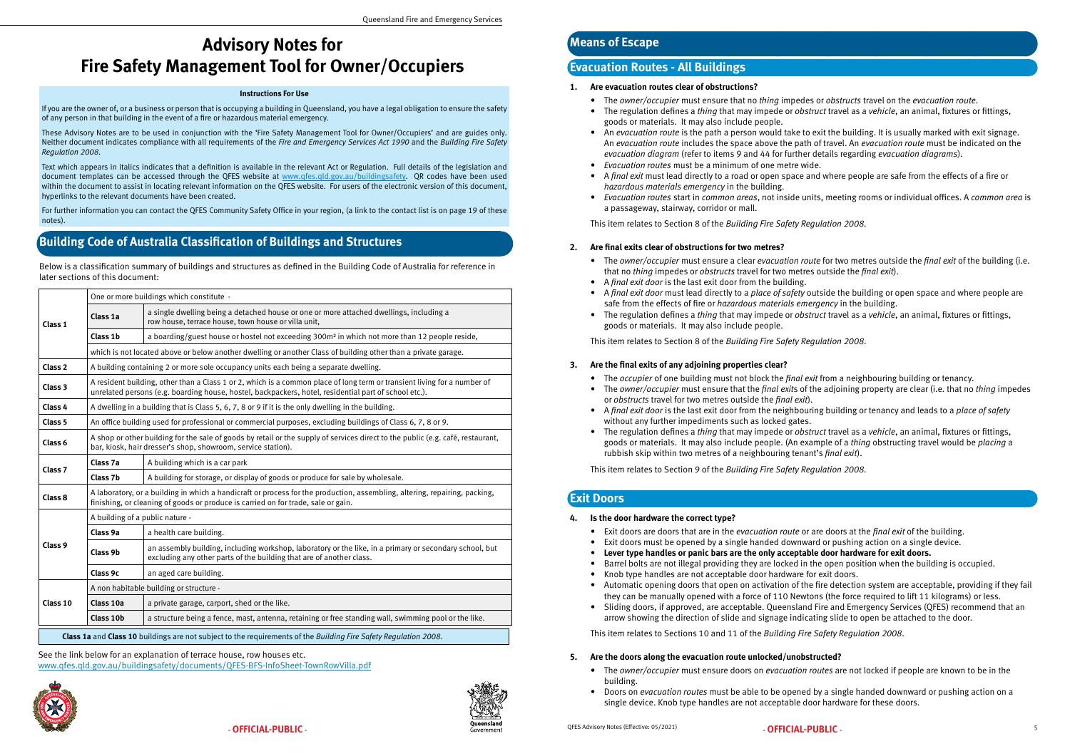# Advisory Notes for Fire Safety Management Tool for Owner/Occupiers

**Instructions For Use**

If you are the owner of, or a business or person that is occupying a building in Queensland, you have a legal obligation to ensure the safety of any person in that building in the event of a fire or hazardous material emergency.

These Advisory Notes are to be used in conjunction with the 'Fire Safety Management Tool for Owner/Occupiers' and are guides only. Neither document indicates compliance with all requirements of the *Fire and Emergency Services Act 1990* and the *Building Fire Safety Regulation 2008*.

Text which appears in italics indicates that a definition is available in the relevant Act or Regulation. Full details of the legislation and document templates can be accessed through the QFES website at www.qfes.qld.gov.au/buildingsafety. QR codes have been used within the document to assist in locating relevant information on the QFES website. For users of the electronic version of this document, hyperlinks to the relevant documents have been created.

For further information you can contact the QFES Community Safety Office in your region, (a link to the contact list is on page 19 of these notes).

## Building Code of Australia Classification of Buildings and Structures

Below is a classification summary of buildings and structures as defined in the Building Code of Australia for reference in later sections of this document:

| | | |
|---|---|---|
| Class 1 | One or more buildings which constitute - | |
| | Class 1a | a single dwelling being a detached house or one or more attached dwellings, including a row house, terrace house, town house or villa unit, |
| | Class 1b | a boarding/guest house or hostel not exceeding 300m² in which not more than 12 people reside, |
| | which is not located above or below another dwelling or another Class of building other than a private garage. | |
| Class 2 | A building containing 2 or more sole occupancy units each being a separate dwelling. | |
| Class 3 | A resident building, other than a Class 1 or 2, which is a common place of long term or transient living for a number of unrelated persons (e.g. boarding house, hostel, backpackers, hotel, residential part of school etc.). | |
| Class 4 | A dwelling in a building that is Class 5, 6, 7, 8 or 9 if it is the only dwelling in the building. | |
| Class 5 | An office building used for professional or commercial purposes, excluding buildings of Class 6, 7, 8 or 9. | |
| Class 6 | A shop or other building for the sale of goods by retail or the supply of services direct to the public (e.g. café, restaurant, bar, kiosk, hair dresser's shop, showroom, service station). | |
| Class 7 | Class 7a | A building which is a car park |
| | Class 7b | A building for storage, or display of goods or produce for sale by wholesale. |
| Class 8 | A laboratory, or a building in which a handicraft or process for the production, assembling, altering, repairing, packing, finishing, or cleaning of goods or produce is carried on for trade, sale or gain. | |
| Class 9 | A building of a public nature - | |
| | Class 9a | a health care building. |
| | Class 9b | an assembly building, including workshop, laboratory or the like, in a primary or secondary school, but excluding any other parts of the building that are of another class. |
| | Class 9c | an aged care building. |
| Class 10 | A non habitable building or structure - | |
| | Class 10a | a private garage, carport, shed or the like. |
| | Class 10b | a structure being a fence, mast, antenna, retaining or free standing wall, swimming pool or the like. |

**Class 1a** and **Class 10** buildings are not subject to the requirements of the *Building Fire Safety Regulation 2008*.

See the link below for an explanation of terrace house, row houses etc.
www.qfes.qld.gov.au/buildingsafety/documents/QFES-BFS-InfoSheet-TownRowVilla.pdf

## Means of Escape

## Evacuation Routes - All Buildings

### 1. Are evacuation routes clear of obstructions?

- The *owner/occupier* must ensure that no *thing* impedes or *obstructs* travel on the *evacuation route*.
- The regulation defines a *thing* that may impede or *obstruct* travel as a *vehicle*, an animal, fixtures or fittings, goods or materials. It may also include people.
- An *evacuation route* is the path a person would take to exit the building. It is usually marked with exit signage. An *evacuation route* includes the space above the path of travel. An *evacuation route* must be indicated on the *evacuation diagram* (refer to items 9 and 44 for further details regarding *evacuation diagrams*).
- *Evacuation routes* must be a minimum of one metre wide.
- A *final exit* must lead directly to a road or open space and where people are safe from the effects of a fire or *hazardous materials emergency* in the building.
- *Evacuation routes* start in *common areas*, not inside units, meeting rooms or individual offices. A *common area* is a passageway, stairway, corridor or mall.

This item relates to Section 8 of the *Building Fire Safety Regulation 2008*.

### 2. Are final exits clear of obstructions for two metres?

- The *owner/occupier* must ensure a clear *evacuation route* for two metres outside the *final exit* of the building (i.e. that no *thing* impedes or *obstructs* travel for two metres outside the *final exit*).
- A *final exit door* is the last exit door from the building.
- A *final exit door* must lead directly to a *place of safety* outside the building or open space and where people are safe from the effects of fire or *hazardous materials emergency* in the building.
- The regulation defines a *thing* that may impede or *obstruct* travel as a *vehicle*, an animal, fixtures or fittings, goods or materials. It may also include people.

This item relates to Section 8 of the *Building Fire Safety Regulation 2008*.

### 3. Are the final exits of any adjoining properties clear?

- The *occupier* of one building must not block the *final exit* from a neighbouring building or tenancy.
- The *owner/occupier* must ensure that the *final exits* of the adjoining property are clear (i.e. that no *thing* impedes or *obstructs* travel for two metres outside the *final exit*).
- A *final exit door* is the last exit door from the neighbouring building or tenancy and leads to a *place of safety* without any further impediments such as locked gates.
- The regulation defines a *thing* that may impede or *obstruct* travel as a *vehicle*, an animal, fixtures or fittings, goods or materials. It may also include people. (An example of a *thing* obstructing travel would be *placing* a rubbish skip within two metres of a neighbouring tenant's *final exit*).

This item relates to Section 9 of the *Building Fire Safety Regulation 2008*.

## Exit Doors

### 4. Is the door hardware the correct type?

- Exit doors are doors that are in the *evacuation route* or are doors at the *final exit* of the building.
- Exit doors must be opened by a single handed downward or pushing action on a single device.
- **Lever type handles or panic bars are the only acceptable door hardware for exit doors.**
- Barrel bolts are not illegal providing they are locked in the open position when the building is occupied.
- Knob type handles are not acceptable door hardware for exit doors.
- Automatic opening doors that open on activation of the fire detection system are acceptable, providing if they fail they can be manually opened with a force of 110 Newtons (the force required to lift 11 kilograms) or less.
- Sliding doors, if approved, are acceptable. Queensland Fire and Emergency Services (QFES) recommend that an arrow showing the direction of slide and signage indicating slide to open be attached to the door.

This item relates to Sections 10 and 11 of the *Building Fire Safety Regulation 2008*.

### 5. Are the doors along the evacuation route unlocked/unobstructed?

- The *owner/occupier* must ensure doors on *evacuation routes* are not locked if people are known to be in the building.
- Doors on *evacuation routes* must be able to be opened by a single handed downward or pushing action on a single device. Knob type handles are not acceptable door hardware for these doors.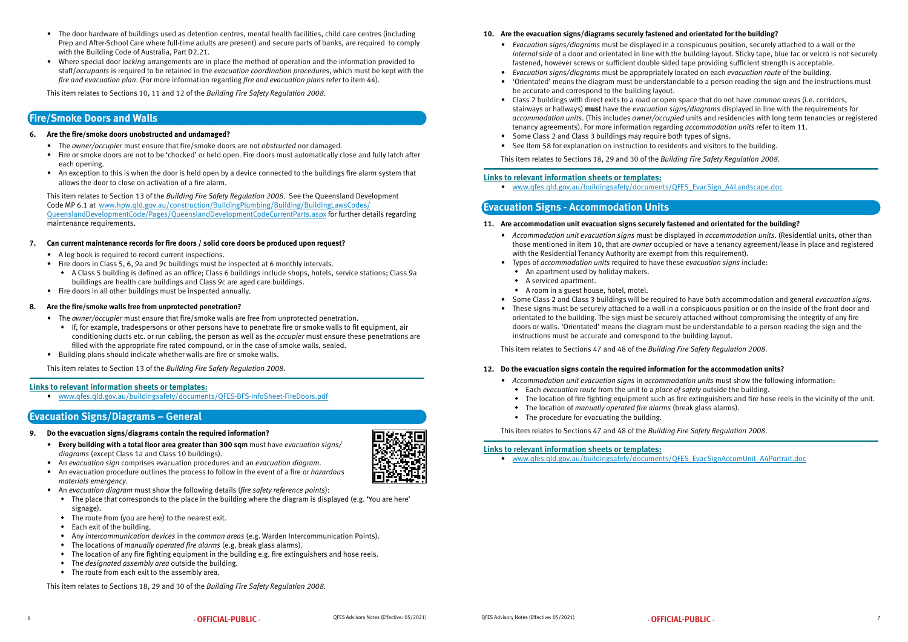- The door hardware of buildings used as detention centres, mental health facilities, child care centres (including Prep and After-School Care where full-time adults are present) and secure parts of banks, are required to comply with the Building Code of Australia, Part D2.21.
- Where special door *locking* arrangements are in place the method of operation and the information provided to staff/*occupants* is required to be retained in the *evacuation coordination procedures*, which must be kept with the *fire and evacuation plan*. (For more information regarding *fire and evacuation plans* refer to item 44).

This item relates to Sections 10, 11 and 12 of the *Building Fire Safety Regulation 2008*.

## Fire/Smoke Doors and Walls

**6. Are the fire/smoke doors unobstructed and undamaged?**

- The *owner/occupier* must ensure that fire/smoke doors are not *obstructed* nor damaged.
- Fire or smoke doors are not to be 'chocked' or held open. Fire doors must automatically close and fully latch after each opening.
- An exception to this is when the door is held open by a device connected to the buildings fire alarm system that allows the door to close on activation of a fire alarm.

This item relates to Section 13 of the *Building Fire Safety Regulation 2008*. See the Queensland Development Code MP 6.1 at www.hpw.qld.gov.au/construction/BuildingPlumbing/Building/BuildingLawsCodes/QueenslandDevelopmentCode/Pages/QueenslandDevelopmentCodeCurrentParts.aspx for further details regarding maintenance requirements.

**7. Can current maintenance records for fire doors / solid core doors be produced upon request?**

- A log book is required to record current inspections.
- Fire doors in Class 5, 6, 9a and 9c buildings must be inspected at 6 monthly intervals.
  - A Class 5 building is defined as an office; Class 6 buildings include shops, hotels, service stations; Class 9a buildings are health care buildings and Class 9c are aged care buildings.
- Fire doors in all other buildings must be inspected annually.

**8. Are the fire/smoke walls free from unprotected penetration?**

- The *owner/occupier* must ensure that fire/smoke walls are free from unprotected penetration.
  - If, for example, tradespersons or other persons have to penetrate fire or smoke walls to fit equipment, air conditioning ducts etc. or run cabling, the person as well as the *occupier* must ensure these penetrations are filled with the appropriate fire rated compound, or in the case of smoke walls, sealed.
- Building plans should indicate whether walls are fire or smoke walls.

This item relates to Section 13 of the *Building Fire Safety Regulation 2008*.

**Links to relevant information sheets or templates:**

- www.qfes.qld.gov.au/buildingsafety/documents/QFES-BFS-InfoSheet-FireDoors.pdf

## Evacuation Signs/Diagrams – General

**9. Do the evacuation signs/diagrams contain the required information?**

- **Every building with a total floor area greater than 300 sqm** must have *evacuation signs/diagrams* (except Class 1a and Class 10 buildings).
- An *evacuation sign* comprises evacuation procedures and an *evacuation diagram*.
- An evacuation procedure outlines the process to follow in the event of a fire or *hazardous materials emergency*.
- An *evacuation diagram* must show the following details (*fire safety reference points*):
  - The place that corresponds to the place in the building where the diagram is displayed (e.g. 'You are here' signage).
  - The route from (you are here) to the nearest exit.
  - Each exit of the building.
  - Any *intercommunication devices* in the *common areas* (e.g. Warden Intercommunication Points).
  - The locations of *manually operated fire alarms* (e.g. break glass alarms).
  - The location of any fire fighting equipment in the building e.g. fire extinguishers and hose reels.
  - The *designated assembly area* outside the building.
  - The route from each exit to the assembly area.

This item relates to Sections 18, 29 and 30 of the *Building Fire Safety Regulation 2008*.

**10. Are the evacuation signs/diagrams securely fastened and orientated for the building?**

- *Evacuation signs/diagrams* must be displayed in a conspicuous position, securely attached to a wall or the *internal side* of a door and orientated in line with the building layout. Sticky tape, blue tac or velcro is not securely fastened, however screws or sufficient double sided tape providing sufficient strength is acceptable.
- *Evacuation signs/diagrams* must be appropriately located on each *evacuation route* of the building.
- 'Orientated' means the diagram must be understandable to a person reading the sign and the instructions must be accurate and correspond to the building layout.
- Class 2 buildings with direct exits to a road or open space that do not have *common areas* (i.e. corridors, stairways or hallways) **must** have the *evacuation signs/diagrams* displayed in line with the requirements for *accommodation units*. (This includes *owner/occupied* units and residencies with long term tenancies or registered tenancy agreements). For more information regarding *accommodation units* refer to item 11.
- Some Class 2 and Class 3 buildings may require both types of signs.
- See Item 58 for explanation on instruction to residents and visitors to the building.

This item relates to Sections 18, 29 and 30 of the *Building Fire Safety Regulation 2008*.

**Links to relevant information sheets or templates:**

- www.qfes.qld.gov.au/buildingsafety/documents/QFES_EvacSign_A4Landscape.doc

## Evacuation Signs - Accommodation Units

**11. Are accommodation unit evacuation signs securely fastened and orientated for the building?**

- *Accommodation unit evacuation signs* must be displayed in *accommodation units*. (Residential units, other than those mentioned in item 10, that are *owner* occupied or have a tenancy agreement/lease in place and registered with the Residential Tenancy Authority are exempt from this requirement).
- Types of *accommodation units* required to have these *evacuation signs* include:
  - An apartment used by holiday makers.
  - A serviced apartment.
  - A room in a guest house, hotel, motel.
- Some Class 2 and Class 3 buildings will be required to have both accommodation and general *evacuation signs*.
- These signs must be securely attached to a wall in a conspicuous position or on the inside of the front door and orientated to the building. The sign must be securely attached without compromising the integrity of any fire doors or walls. 'Orientated' means the diagram must be understandable to a person reading the sign and the instructions must be accurate and correspond to the building layout.

This item relates to Sections 47 and 48 of the *Building Fire Safety Regulation 2008*.

**12. Do the evacuation signs contain the required information for the accommodation units?**

- *Accommodation unit evacuation signs* in *accommodation units* must show the following information:
  - Each *evacuation route* from the unit to a *place of safety* outside the building.
  - The location of fire fighting equipment such as fire extinguishers and fire hose reels in the vicinity of the unit.
  - The location of *manually operated fire alarms* (break glass alarms).
  - The procedure for evacuating the building.

This item relates to Sections 47 and 48 of the *Building Fire Safety Regulation 2008*.

**Links to relevant information sheets or templates:**

- www.qfes.qld.gov.au/buildingsafety/documents/QFES_EvacSignAccomUnit_A4Portrait.doc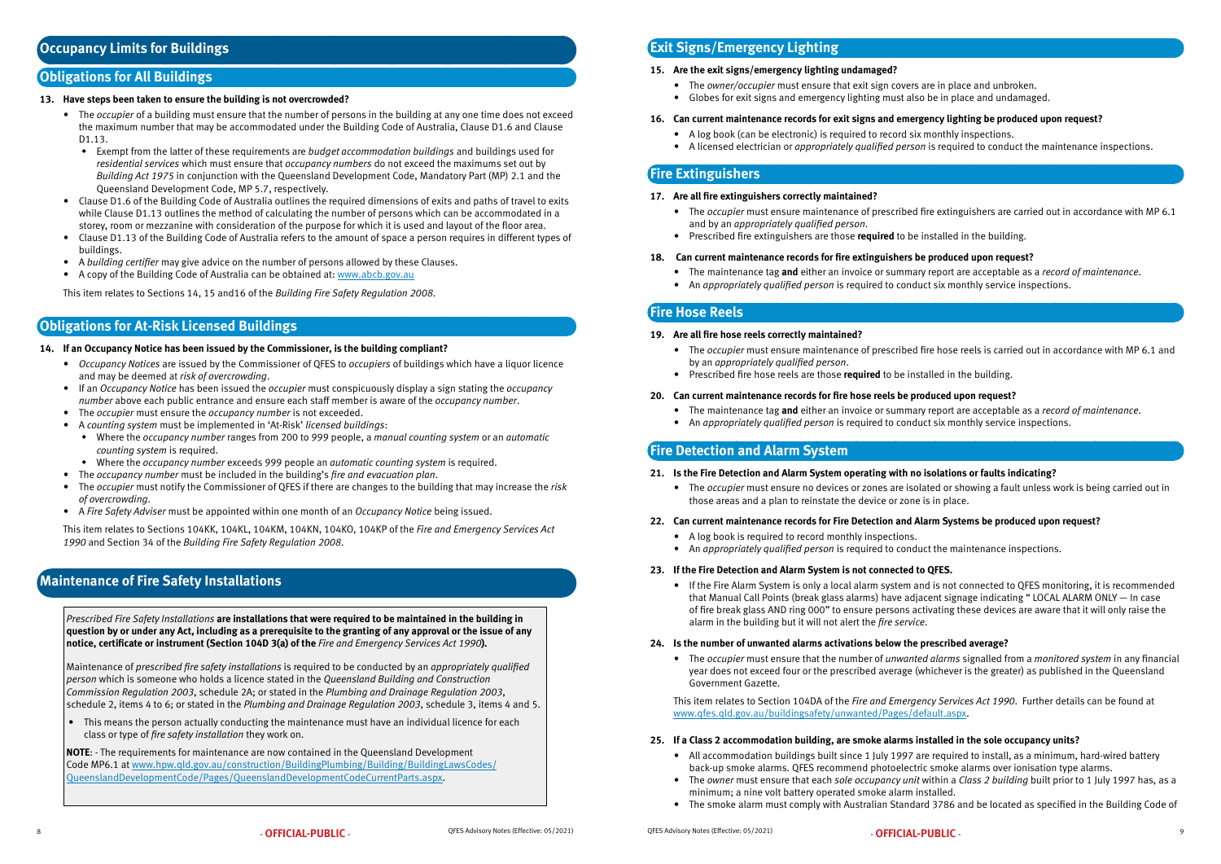## Occupancy Limits for Buildings

### Obligations for All Buildings

**13. Have steps been taken to ensure the building is not overcrowded?**

- The *occupier* of a building must ensure that the number of persons in the building at any one time does not exceed the maximum number that may be accommodated under the Building Code of Australia, Clause D1.6 and Clause D1.13.
  - Exempt from the latter of these requirements are *budget accommodation buildings* and buildings used for *residential services* which must ensure that *occupancy numbers* do not exceed the maximums set out by *Building Act 1975* in conjunction with the Queensland Development Code, Mandatory Part (MP) 2.1 and the Queensland Development Code, MP 5.7, respectively.
- Clause D1.6 of the Building Code of Australia outlines the required dimensions of exits and paths of travel to exits while Clause D1.13 outlines the method of calculating the number of persons which can be accommodated in a storey, room or mezzanine with consideration of the purpose for which it is used and layout of the floor area.
- Clause D1.13 of the Building Code of Australia refers to the amount of space a person requires in different types of buildings.
- A *building certifier* may give advice on the number of persons allowed by these Clauses.
- A copy of the Building Code of Australia can be obtained at: www.abcb.gov.au

This item relates to Sections 14, 15 and16 of the *Building Fire Safety Regulation 2008*.

### Obligations for At-Risk Licensed Buildings

**14. If an Occupancy Notice has been issued by the Commissioner, is the building compliant?**

- *Occupancy Notices* are issued by the Commissioner of QFES to *occupiers* of buildings which have a liquor licence and may be deemed at *risk of overcrowding*.
- If an *Occupancy Notice* has been issued the *occupier* must conspicuously display a sign stating the *occupancy number* above each public entrance and ensure each staff member is aware of the *occupancy number*.
- The *occupier* must ensure the *occupancy number* is not exceeded.
- A *counting system* must be implemented in 'At-Risk' *licensed buildings*:
  - Where the *occupancy number* ranges from 200 to 999 people, a *manual counting system* or an *automatic counting system* is required.
  - Where the *occupancy number* exceeds 999 people an *automatic counting system* is required.
- The *occupancy number* must be included in the building's *fire and evacuation plan*.
- The *occupier* must notify the Commissioner of QFES if there are changes to the building that may increase the *risk of overcrowding*.
- A *Fire Safety Adviser* must be appointed within one month of an *Occupancy Notice* being issued.

This item relates to Sections 104KK, 104KL, 104KM, 104KN, 104KO, 104KP of the *Fire and Emergency Services Act 1990* and Section 34 of the *Building Fire Safety Regulation 2008*.

## Maintenance of Fire Safety Installations

*Prescribed Fire Safety Installations* **are installations that were required to be maintained in the building in question by or under any Act, including as a prerequisite to the granting of any approval or the issue of any notice, certificate or instrument (Section 104D 3(a) of the** *Fire and Emergency Services Act 1990***).**

Maintenance of *prescribed fire safety installations* is required to be conducted by an *appropriately qualified person* which is someone who holds a licence stated in the *Queensland Building and Construction Commission Regulation 2003*, schedule 2A; or stated in the *Plumbing and Drainage Regulation 2003*, schedule 2, items 4 to 6; or stated in the *Plumbing and Drainage Regulation 2003*, schedule 3, items 4 and 5.

- This means the person actually conducting the maintenance must have an individual licence for each class or type of *fire safety installation* they work on.

**NOTE**: - The requirements for maintenance are now contained in the Queensland Development Code MP6.1 at www.hpw.qld.gov.au/construction/BuildingPlumbing/Building/BuildingLawsCodes/QueenslandDevelopmentCode/Pages/QueenslandDevelopmentCodeCurrentParts.aspx.

## Exit Signs/Emergency Lighting

**15. Are the exit signs/emergency lighting undamaged?**

- The *owner/occupier* must ensure that exit sign covers are in place and unbroken.
- Globes for exit signs and emergency lighting must also be in place and undamaged.

**16. Can current maintenance records for exit signs and emergency lighting be produced upon request?**

- A log book (can be electronic) is required to record six monthly inspections.
- A licensed electrician or *appropriately qualified person* is required to conduct the maintenance inspections.

## Fire Extinguishers

**17. Are all fire extinguishers correctly maintained?**

- The *occupier* must ensure maintenance of prescribed fire extinguishers are carried out in accordance with MP 6.1 and by an *appropriately qualified person*.
- Prescribed fire extinguishers are those **required** to be installed in the building.

**18. Can current maintenance records for fire extinguishers be produced upon request?**

- The maintenance tag **and** either an invoice or summary report are acceptable as a *record of maintenance*.
- An *appropriately qualified person* is required to conduct six monthly service inspections.

## Fire Hose Reels

**19. Are all fire hose reels correctly maintained?**

- The *occupier* must ensure maintenance of prescribed fire hose reels is carried out in accordance with MP 6.1 and by an *appropriately qualified person*.
- Prescribed fire hose reels are those **required** to be installed in the building.

**20. Can current maintenance records for fire hose reels be produced upon request?**

- The maintenance tag **and** either an invoice or summary report are acceptable as a *record of maintenance*.
- An *appropriately qualified person* is required to conduct six monthly service inspections.

## Fire Detection and Alarm System

**21. Is the Fire Detection and Alarm System operating with no isolations or faults indicating?**

- The *occupier* must ensure no devices or zones are isolated or showing a fault unless work is being carried out in those areas and a plan to reinstate the device or zone is in place.

**22. Can current maintenance records for Fire Detection and Alarm Systems be produced upon request?**

- A log book is required to record monthly inspections.
- An *appropriately qualified person* is required to conduct the maintenance inspections.

**23. If the Fire Detection and Alarm System is not connected to QFES.**

- If the Fire Alarm System is only a local alarm system and is not connected to QFES monitoring, it is recommended that Manual Call Points (break glass alarms) have adjacent signage indicating " LOCAL ALARM ONLY — In case of fire break glass AND ring 000" to ensure persons activating these devices are aware that it will only raise the alarm in the building but it will not alert the *fire service*.

**24. Is the number of unwanted alarms activations below the prescribed average?**

- The *occupier* must ensure that the number of *unwanted alarms* signalled from a *monitored system* in any financial year does not exceed four or the prescribed average (whichever is the greater) as published in the Queensland Government Gazette.

This item relates to Section 104DA of the *Fire and Emergency Services Act 1990*. Further details can be found at www.qfes.qld.gov.au/buildingsafety/unwanted/Pages/default.aspx.

**25. If a Class 2 accommodation building, are smoke alarms installed in the sole occupancy units?**

- All accommodation buildings built since 1 July 1997 are required to install, as a minimum, hard-wired battery back-up smoke alarms. QFES recommend photoelectric smoke alarms over ionisation type alarms.
- The *owner* must ensure that each *sole occupancy unit* within a *Class 2 building* built prior to 1 July 1997 has, as a minimum; a nine volt battery operated smoke alarm installed.
- The smoke alarm must comply with Australian Standard 3786 and be located as specified in the Building Code of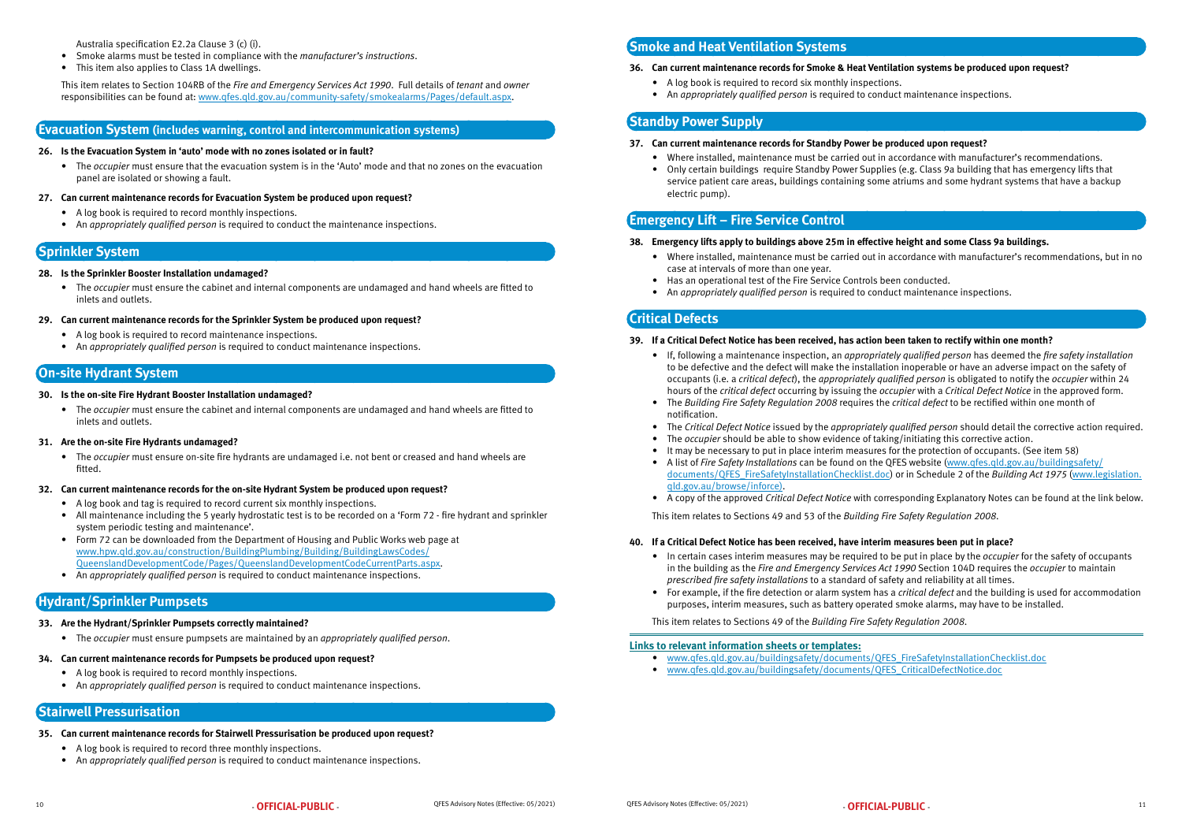Australia specification E2.2a Clause 3 (c) (i).

- Smoke alarms must be tested in compliance with the *manufacturer's instructions*.
- This item also applies to Class 1A dwellings.

This item relates to Section 104RB of the *Fire and Emergency Services Act 1990*. Full details of *tenant* and *owner* responsibilities can be found at: www.qfes.qld.gov.au/community-safety/smokealarms/Pages/default.aspx.

## Evacuation System (includes warning, control and intercommunication systems)

**26. Is the Evacuation System in 'auto' mode with no zones isolated or in fault?**

- The *occupier* must ensure that the evacuation system is in the 'Auto' mode and that no zones on the evacuation panel are isolated or showing a fault.

**27. Can current maintenance records for Evacuation System be produced upon request?**

- A log book is required to record monthly inspections.
- An *appropriately qualified person* is required to conduct the maintenance inspections.

## Sprinkler System

**28. Is the Sprinkler Booster Installation undamaged?**

- The *occupier* must ensure the cabinet and internal components are undamaged and hand wheels are fitted to inlets and outlets.

**29. Can current maintenance records for the Sprinkler System be produced upon request?**

- A log book is required to record maintenance inspections.
- An *appropriately qualified person* is required to conduct maintenance inspections.

## On-site Hydrant System

**30. Is the on-site Fire Hydrant Booster Installation undamaged?**

- The *occupier* must ensure the cabinet and internal components are undamaged and hand wheels are fitted to inlets and outlets.

**31. Are the on-site Fire Hydrants undamaged?**

- The *occupier* must ensure on-site fire hydrants are undamaged i.e. not bent or creased and hand wheels are fitted.

**32. Can current maintenance records for the on-site Hydrant System be produced upon request?**

- A log book and tag is required to record current six monthly inspections.
- All maintenance including the 5 yearly hydrostatic test is to be recorded on a 'Form 72 - fire hydrant and sprinkler system periodic testing and maintenance'.
- Form 72 can be downloaded from the Department of Housing and Public Works web page at www.hpw.qld.gov.au/construction/BuildingPlumbing/Building/BuildingLawsCodes/QueenslandDevelopmentCode/Pages/QueenslandDevelopmentCodeCurrentParts.aspx.
- An *appropriately qualified person* is required to conduct maintenance inspections.

## Hydrant/Sprinkler Pumpsets

**33. Are the Hydrant/Sprinkler Pumpsets correctly maintained?**

- The *occupier* must ensure pumpsets are maintained by an *appropriately qualified person*.

**34. Can current maintenance records for Pumpsets be produced upon request?**

- A log book is required to record monthly inspections.
- An *appropriately qualified person* is required to conduct maintenance inspections.

## Stairwell Pressurisation

**35. Can current maintenance records for Stairwell Pressurisation be produced upon request?**

- A log book is required to record three monthly inspections.
- An *appropriately qualified person* is required to conduct maintenance inspections.

## Smoke and Heat Ventilation Systems

**36. Can current maintenance records for Smoke & Heat Ventilation systems be produced upon request?**

- A log book is required to record six monthly inspections.
- An *appropriately qualified person* is required to conduct maintenance inspections.

## Standby Power Supply

**37. Can current maintenance records for Standby Power be produced upon request?**

- Where installed, maintenance must be carried out in accordance with manufacturer's recommendations.
- Only certain buildings require Standby Power Supplies (e.g. Class 9a building that has emergency lifts that service patient care areas, buildings containing some atriums and some hydrant systems that have a backup electric pump).

## Emergency Lift – Fire Service Control

**38. Emergency lifts apply to buildings above 25m in effective height and some Class 9a buildings.**

- Where installed, maintenance must be carried out in accordance with manufacturer's recommendations, but in no case at intervals of more than one year.
- Has an operational test of the Fire Service Controls been conducted.
- An *appropriately qualified person* is required to conduct maintenance inspections.

## Critical Defects

**39. If a Critical Defect Notice has been received, has action been taken to rectify within one month?**

- If, following a maintenance inspection, an *appropriately qualified person* has deemed the *fire safety installation* to be defective and the defect will make the installation inoperable or have an adverse impact on the safety of occupants (i.e. a *critical defect*), the *appropriately qualified person* is obligated to notify the *occupier* within 24 hours of the *critical defect* occurring by issuing the *occupier* with a *Critical Defect Notice* in the approved form.
- The *Building Fire Safety Regulation 2008* requires the *critical defect* to be rectified within one month of notification.
- The *Critical Defect Notice* issued by the *appropriately qualified person* should detail the corrective action required.
- The *occupier* should be able to show evidence of taking/initiating this corrective action.
- It may be necessary to put in place interim measures for the protection of occupants. (See item 58)
- A list of *Fire Safety Installations* can be found on the QFES website (www.qfes.qld.gov.au/buildingsafety/documents/QFES_FireSafetyInstallationChecklist.doc) or in Schedule 2 of the *Building Act 1975* (www.legislation.qld.gov.au/browse/inforce).
- A copy of the approved *Critical Defect Notice* with corresponding Explanatory Notes can be found at the link below.

This item relates to Sections 49 and 53 of the *Building Fire Safety Regulation 2008*.

**40. If a Critical Defect Notice has been received, have interim measures been put in place?**

- In certain cases interim measures may be required to be put in place by the *occupier* for the safety of occupants in the building as the *Fire and Emergency Services Act 1990* Section 104D requires the *occupier* to maintain *prescribed fire safety installations* to a standard of safety and reliability at all times.
- For example, if the fire detection or alarm system has a *critical defect* and the building is used for accommodation purposes, interim measures, such as battery operated smoke alarms, may have to be installed.

This item relates to Sections 49 of the *Building Fire Safety Regulation 2008*.

**Links to relevant information sheets or templates:**

- www.qfes.qld.gov.au/buildingsafety/documents/QFES_FireSafetyInstallationChecklist.doc
- www.qfes.qld.gov.au/buildingsafety/documents/QFES_CriticalDefectNotice.doc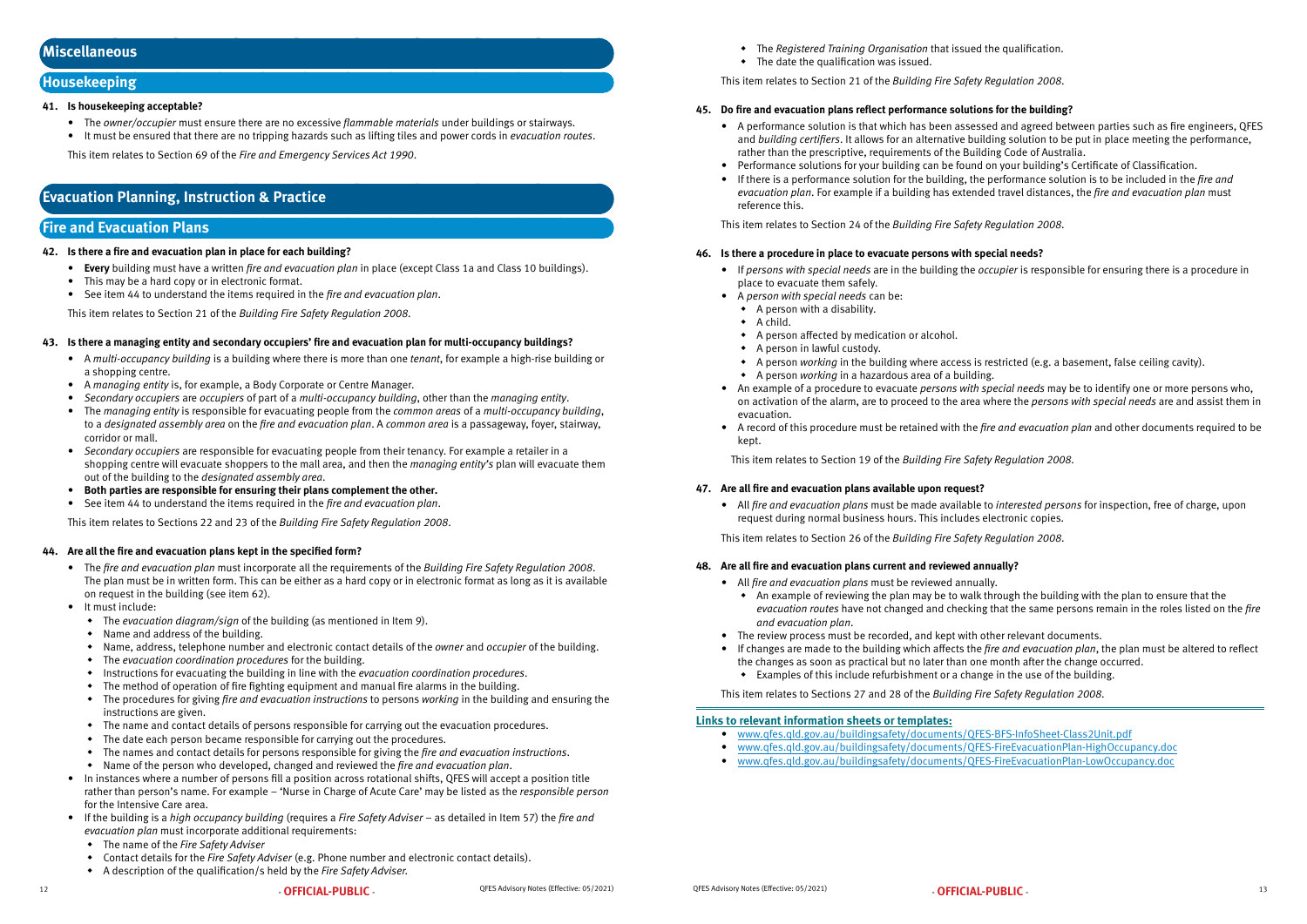## Miscellaneous

### Housekeeping

**41. Is housekeeping acceptable?**

- The *owner/occupier* must ensure there are no excessive *flammable materials* under buildings or stairways.
- It must be ensured that there are no tripping hazards such as lifting tiles and power cords in *evacuation routes*.

This item relates to Section 69 of the *Fire and Emergency Services Act 1990*.

## Evacuation Planning, Instruction & Practice

### Fire and Evacuation Plans

**42. Is there a fire and evacuation plan in place for each building?**

- **Every** building must have a written *fire and evacuation plan* in place (except Class 1a and Class 10 buildings).
- This may be a hard copy or in electronic format.
- See item 44 to understand the items required in the *fire and evacuation plan*.

This item relates to Section 21 of the *Building Fire Safety Regulation 2008*.

**43. Is there a managing entity and secondary occupiers' fire and evacuation plan for multi-occupancy buildings?**

- A *multi-occupancy building* is a building where there is more than one *tenant*, for example a high-rise building or a shopping centre.
- A *managing entity* is, for example, a Body Corporate or Centre Manager.
- *Secondary occupiers* are *occupiers* of part of a *multi-occupancy building*, other than the *managing entity*.
- The *managing entity* is responsible for evacuating people from the *common areas* of a *multi-occupancy building*, to a *designated assembly area* on the *fire and evacuation plan*. A *common area* is a passageway, foyer, stairway, corridor or mall.
- *Secondary occupiers* are responsible for evacuating people from their tenancy. For example a retailer in a shopping centre will evacuate shoppers to the mall area, and then the *managing entity's* plan will evacuate them out of the building to the *designated assembly area*.
- **Both parties are responsible for ensuring their plans complement the other.**
- See item 44 to understand the items required in the *fire and evacuation plan*.

This item relates to Sections 22 and 23 of the *Building Fire Safety Regulation 2008*.

**44. Are all the fire and evacuation plans kept in the specified form?**

- The *fire and evacuation plan* must incorporate all the requirements of the *Building Fire Safety Regulation 2008*. The plan must be in written form. This can be either as a hard copy or in electronic format as long as it is available on request in the building (see item 62).
- It must include:
  - The *evacuation diagram/sign* of the building (as mentioned in Item 9).
  - Name and address of the building.
  - Name, address, telephone number and electronic contact details of the *owner* and *occupier* of the building.
  - The *evacuation coordination procedures* for the building.
  - Instructions for evacuating the building in line with the *evacuation coordination procedures*.
  - The method of operation of fire fighting equipment and manual fire alarms in the building.
  - The procedures for giving *fire and evacuation instructions* to persons *working* in the building and ensuring the instructions are given.
  - The name and contact details of persons responsible for carrying out the evacuation procedures.
  - The date each person became responsible for carrying out the procedures.
  - The names and contact details for persons responsible for giving the *fire and evacuation instructions*.
  - Name of the person who developed, changed and reviewed the *fire and evacuation plan*.
- In instances where a number of persons fill a position across rotational shifts, QFES will accept a position title rather than person's name. For example – 'Nurse in Charge of Acute Care' may be listed as the *responsible person* for the Intensive Care area.
- If the building is a *high occupancy building* (requires a *Fire Safety Adviser* – as detailed in Item 57) the *fire and evacuation plan* must incorporate additional requirements:
  - The name of the *Fire Safety Adviser*
  - Contact details for the *Fire Safety Adviser* (e.g. Phone number and electronic contact details).
  - A description of the qualification/s held by the *Fire Safety Adviser*.
  - The *Registered Training Organisation* that issued the qualification.
  - The date the qualification was issued.

This item relates to Section 21 of the *Building Fire Safety Regulation 2008*.

**45. Do fire and evacuation plans reflect performance solutions for the building?**

- A performance solution is that which has been assessed and agreed between parties such as fire engineers, QFES and *building certifiers*. It allows for an alternative building solution to be put in place meeting the performance, rather than the prescriptive, requirements of the Building Code of Australia.
- Performance solutions for your building can be found on your building's Certificate of Classification.
- If there is a performance solution for the building, the performance solution is to be included in the *fire and evacuation plan*. For example if a building has extended travel distances, the *fire and evacuation plan* must reference this.

This item relates to Section 24 of the *Building Fire Safety Regulation 2008*.

**46. Is there a procedure in place to evacuate persons with special needs?**

- If *persons with special needs* are in the building the *occupier* is responsible for ensuring there is a procedure in place to evacuate them safely.
- A *person with special needs* can be:
  - A person with a disability.
  - A child.
  - A person affected by medication or alcohol.
  - A person in lawful custody.
  - A person *working* in the building where access is restricted (e.g. a basement, false ceiling cavity).
  - A person *working* in a hazardous area of a building.
- An example of a procedure to evacuate *persons with special needs* may be to identify one or more persons who, on activation of the alarm, are to proceed to the area where the *persons with special needs* are and assist them in evacuation.
- A record of this procedure must be retained with the *fire and evacuation plan* and other documents required to be kept.

This item relates to Section 19 of the *Building Fire Safety Regulation 2008*.

**47. Are all fire and evacuation plans available upon request?**

- All *fire and evacuation plans* must be made available to *interested persons* for inspection, free of charge, upon request during normal business hours. This includes electronic copies.

This item relates to Section 26 of the *Building Fire Safety Regulation 2008*.

**48. Are all fire and evacuation plans current and reviewed annually?**

- All *fire and evacuation plans* must be reviewed annually.
  - An example of reviewing the plan may be to walk through the building with the plan to ensure that the *evacuation routes* have not changed and checking that the same persons remain in the roles listed on the *fire and evacuation plan*.
- The review process must be recorded, and kept with other relevant documents.
- If changes are made to the building which affects the *fire and evacuation plan*, the plan must be altered to reflect the changes as soon as practical but no later than one month after the change occurred.
  - Examples of this include refurbishment or a change in the use of the building.

This item relates to Sections 27 and 28 of the *Building Fire Safety Regulation 2008*.

**Links to relevant information sheets or templates:**

- www.qfes.qld.gov.au/buildingsafety/documents/QFES-BFS-InfoSheet-Class2Unit.pdf
- www.qfes.qld.gov.au/buildingsafety/documents/QFES-FireEvacuationPlan-HighOccupancy.doc
- www.qfes.qld.gov.au/buildingsafety/documents/QFES-FireEvacuationPlan-LowOccupancy.doc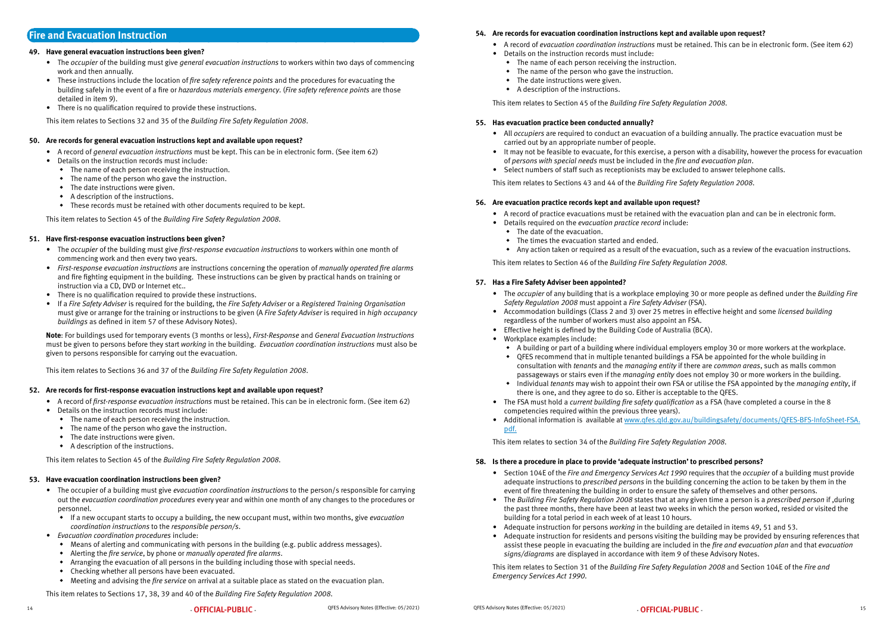## Fire and Evacuation Instruction

**49. Have general evacuation instructions been given?**

- The *occupier* of the building must give *general evacuation instructions* to workers within two days of commencing work and then annually.
- These instructions include the location of *fire safety reference points* and the procedures for evacuating the building safely in the event of a fire or *hazardous materials emergency*. (*Fire safety reference points* are those detailed in item 9).
- There is no qualification required to provide these instructions.

This item relates to Sections 32 and 35 of the *Building Fire Safety Regulation 2008*.

**50. Are records for general evacuation instructions kept and available upon request?**

- A record of *general evacuation instructions* must be kept. This can be in electronic form. (See item 62)
- Details on the instruction records must include:
  - The name of each person receiving the instruction.
  - The name of the person who gave the instruction.
  - The date instructions were given.
  - A description of the instructions.
  - These records must be retained with other documents required to be kept.

This item relates to Section 45 of the *Building Fire Safety Regulation 2008*.

**51. Have first-response evacuation instructions been given?**

- The *occupier* of the building must give *first-response evacuation instructions* to workers within one month of commencing work and then every two years.
- *First-response evacuation instructions* are instructions concerning the operation of *manually operated fire alarms* and fire fighting equipment in the building. These instructions can be given by practical hands on training or instruction via a CD, DVD or Internet etc..
- There is no qualification required to provide these instructions.
- If a *Fire Safety Adviser* is required for the building, the *Fire Safety Adviser* or a *Registered Training Organisation* must give or arrange for the training or instructions to be given (A *Fire Safety Adviser* is required in *high occupancy buildings* as defined in item 57 of these Advisory Notes).

**Note**: For buildings used for temporary events (3 months or less), *First-Response* and *General Evacuation Instructions* must be given to persons before they start *working* in the building. *Evacuation coordination instructions* must also be given to persons responsible for carrying out the evacuation.

This item relates to Sections 36 and 37 of the *Building Fire Safety Regulation 2008*.

**52. Are records for first-response evacuation instructions kept and available upon request?**

- A record of *first-response evacuation instructions* must be retained. This can be in electronic form. (See item 62)
- Details on the instruction records must include:
  - The name of each person receiving the instruction.
  - The name of the person who gave the instruction.
  - The date instructions were given.
  - A description of the instructions.

This item relates to Section 45 of the *Building Fire Safety Regulation 2008*.

**53. Have evacuation coordination instructions been given?**

- The occupier of a building must give *evacuation coordination instructions* to the person/s responsible for carrying out the *evacuation coordination procedures* every year and within one month of any changes to the procedures or personnel.
  - If a new occupant starts to occupy a building, the new occupant must, within two months, give *evacuation coordination instructions* to the *responsible person/s*.
- *Evacuation coordination procedures* include:
  - Means of alerting and communicating with persons in the building (e.g. public address messages).
  - Alerting the *fire service*, by phone or *manually operated fire alarms*.
  - Arranging the evacuation of all persons in the building including those with special needs.
  - Checking whether all persons have been evacuated.
  - Meeting and advising the *fire service* on arrival at a suitable place as stated on the evacuation plan.

This item relates to Sections 17, 38, 39 and 40 of the *Building Fire Safety Regulation 2008*.

**54. Are records for evacuation coordination instructions kept and available upon request?**

- A record of *evacuation coordination instructions* must be retained. This can be in electronic form. (See item 62)
- Details on the instruction records must include:
  - The name of each person receiving the instruction.
  - The name of the person who gave the instruction.
  - The date instructions were given.
  - A description of the instructions.

This item relates to Section 45 of the *Building Fire Safety Regulation 2008*.

**55. Has evacuation practice been conducted annually?**

- All *occupiers* are required to conduct an evacuation of a building annually. The practice evacuation must be carried out by an appropriate number of people.
- It may not be feasible to evacuate, for this exercise, a person with a disability, however the process for evacuation of *persons with special needs* must be included in the *fire and evacuation plan*.
- Select numbers of staff such as receptionists may be excluded to answer telephone calls.

This item relates to Sections 43 and 44 of the *Building Fire Safety Regulation 2008*.

**56. Are evacuation practice records kept and available upon request?**

- A record of practice evacuations must be retained with the evacuation plan and can be in electronic form.
- Details required on the *evacuation practice record* include:
  - The date of the evacuation.
  - The times the evacuation started and ended.
  - Any action taken or required as a result of the evacuation, such as a review of the evacuation instructions.

This item relates to Section 46 of the *Building Fire Safety Regulation 2008*.

**57. Has a Fire Safety Adviser been appointed?**

- The *occupier* of any building that is a workplace employing 30 or more people as defined under the *Building Fire Safety Regulation 2008* must appoint a *Fire Safety Adviser* (FSA).
- Accommodation buildings (Class 2 and 3) over 25 metres in effective height and some *licensed building* regardless of the number of workers must also appoint an FSA.
- Effective height is defined by the Building Code of Australia (BCA).
- Workplace examples include:
  - A building or part of a building where individual employers employ 30 or more workers at the workplace.
  - QFES recommend that in multiple tenanted buildings a FSA be appointed for the whole building in consultation with *tenants* and the *managing entity* if there are *common areas*, such as malls common passageways or stairs even if the *managing entity* does not employ 30 or more workers in the building.
  - Individual *tenants* may wish to appoint their own FSA or utilise the FSA appointed by the *managing entity*, if there is one, and they agree to do so. Either is acceptable to the QFES.
- The FSA must hold a *current building fire safety qualification* as a FSA (have completed a course in the 8 competencies required within the previous three years).
- Additional information is available at www.qfes.qld.gov.au/buildingsafety/documents/QFES-BFS-InfoSheet-FSA.pdf.

This item relates to section 34 of the *Building Fire Safety Regulation 2008*.

**58. Is there a procedure in place to provide 'adequate instruction' to prescribed persons?**

- Section 104E of the *Fire and Emergency Services Act 1990* requires that the *occupier* of a building must provide adequate instructions to *prescribed persons* in the building concerning the action to be taken by them in the event of fire threatening the building in order to ensure the safety of themselves and other persons.
- The *Building Fire Safety Regulation 2008* states that at any given time a person is a *prescribed person* if ,during the past three months, there have been at least two weeks in which the person worked, resided or visited the building for a total period in each week of at least 10 hours.
- Adequate instruction for persons *working* in the building are detailed in items 49, 51 and 53.
- Adequate instruction for residents and persons visiting the building may be provided by ensuring references that assist these people in evacuating the building are included in the *fire and evacuation plan* and that *evacuation signs/diagrams* are displayed in accordance with item 9 of these Advisory Notes.

This item relates to Section 31 of the *Building Fire Safety Regulation 2008* and Section 104E of the *Fire and Emergency Services Act 1990*.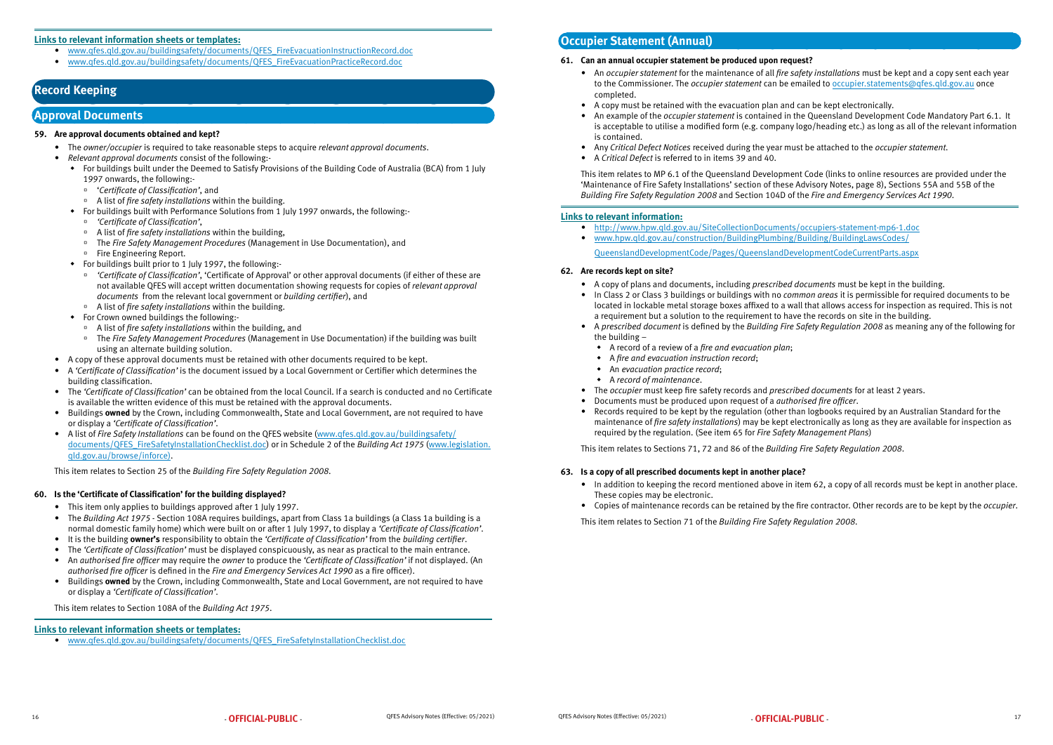### Links to relevant information sheets or templates:

- www.qfes.qld.gov.au/buildingsafety/documents/QFES_FireEvacuationInstructionRecord.doc
- www.qfes.qld.gov.au/buildingsafety/documents/QFES_FireEvacuationPracticeRecord.doc

# Record Keeping

## Approval Documents

**59. Are approval documents obtained and kept?**

- The *owner/occupier* is required to take reasonable steps to acquire *relevant approval documents*.
- *Relevant approval documents* consist of the following:-
  - For buildings built under the Deemed to Satisfy Provisions of the Building Code of Australia (BCA) from 1 July 1997 onwards, the following:-
    - '*Certificate of Classification*', and
    - A list of *fire safety installations* within the building.
  - For buildings built with Performance Solutions from 1 July 1997 onwards, the following:-
    - *'Certificate of Classification'*,
    - A list of *fire safety installations* within the building,
    - The *Fire Safety Management Procedures* (Management in Use Documentation), and
    - Fire Engineering Report.
  - For buildings built prior to 1 July 1997, the following:-
    - *'Certificate of Classification'*, 'Certificate of Approval' or other approval documents (if either of these are not available QFES will accept written documentation showing requests for copies of *relevant approval documents* from the relevant local government or *building certifier*), and
    - A list of *fire safety installations* within the building.
  - For Crown owned buildings the following:-
    - A list of *fire safety installations* within the building, and
    - The *Fire Safety Management Procedures* (Management in Use Documentation) if the building was built using an alternate building solution.
- A copy of these approval documents must be retained with other documents required to be kept.
- A *'Certificate of Classification'* is the document issued by a Local Government or Certifier which determines the building classification.
- The *'Certificate of Classification'* can be obtained from the local Council. If a search is conducted and no Certificate is available the written evidence of this must be retained with the approval documents.
- Buildings **owned** by the Crown, including Commonwealth, State and Local Government, are not required to have or display a *'Certificate of Classification'*.
- A list of *Fire Safety Installations* can be found on the QFES website (www.qfes.qld.gov.au/buildingsafety/documents/QFES_FireSafetyInstallationChecklist.doc) or in Schedule 2 of the *Building Act 1975* (www.legislation.qld.gov.au/browse/inforce).

This item relates to Section 25 of the *Building Fire Safety Regulation 2008*.

**60. Is the 'Certificate of Classification' for the building displayed?**

- This item only applies to buildings approved after 1 July 1997.
- The *Building Act 1975* - Section 108A requires buildings, apart from Class 1a buildings (a Class 1a building is a normal domestic family home) which were built on or after 1 July 1997, to display a *'Certificate of Classification'*.
- It is the building **owner's** responsibility to obtain the *'Certificate of Classification'* from the *building certifier*.
- The *'Certificate of Classification'* must be displayed conspicuously, as near as practical to the main entrance.
- An *authorised fire officer* may require the *owner* to produce the *'Certificate of Classification'* if not displayed. (An *authorised fire officer* is defined in the *Fire and Emergency Services Act 1990* as a fire officer).
- Buildings **owned** by the Crown, including Commonwealth, State and Local Government, are not required to have or display a *'Certificate of Classification'*.

This item relates to Section 108A of the *Building Act 1975*.

### Links to relevant information sheets or templates:

- www.qfes.qld.gov.au/buildingsafety/documents/QFES_FireSafetyInstallationChecklist.doc

## Occupier Statement (Annual)

**61. Can an annual occupier statement be produced upon request?**

- An *occupier statement* for the maintenance of all *fire safety installations* must be kept and a copy sent each year to the Commissioner. The *occupier statement* can be emailed to occupier.statements@qfes.qld.gov.au once completed.
- A copy must be retained with the evacuation plan and can be kept electronically.
- An example of the *occupier statement* is contained in the Queensland Development Code Mandatory Part 6.1. It is acceptable to utilise a modified form (e.g. company logo/heading etc.) as long as all of the relevant information is contained.
- Any *Critical Defect Notices* received during the year must be attached to the *occupier statement*.
- A *Critical Defect* is referred to in items 39 and 40.

This item relates to MP 6.1 of the Queensland Development Code (links to online resources are provided under the 'Maintenance of Fire Safety Installations' section of these Advisory Notes, page 8), Sections 55A and 55B of the *Building Fire Safety Regulation 2008* and Section 104D of the *Fire and Emergency Services Act 1990*.

### Links to relevant information:

- http://www.hpw.qld.gov.au/SiteCollectionDocuments/occupiers-statement-mp6-1.doc
- www.hpw.qld.gov.au/construction/BuildingPlumbing/Building/BuildingLawsCodes/QueenslandDevelopmentCode/Pages/QueenslandDevelopmentCodeCurrentParts.aspx

**62. Are records kept on site?**

- A copy of plans and documents, including *prescribed documents* must be kept in the building.
- In Class 2 or Class 3 buildings or buildings with no *common areas* it is permissible for required documents to be located in lockable metal storage boxes affixed to a wall that allows access for inspection as required. This is not a requirement but a solution to the requirement to have the records on site in the building.
- A *prescribed document* is defined by the *Building Fire Safety Regulation 2008* as meaning any of the following for the building –
  - A record of a review of a *fire and evacuation plan*;
  - A *fire and evacuation instruction record*;
  - An *evacuation practice record*;
  - A *record of maintenance*.
- The *occupier* must keep fire safety records and *prescribed documents* for at least 2 years.
- Documents must be produced upon request of a *authorised fire officer*.
- Records required to be kept by the regulation (other than logbooks required by an Australian Standard for the maintenance of *fire safety installations*) may be kept electronically as long as they are available for inspection as required by the regulation. (See item 65 for *Fire Safety Management Plans*)

This item relates to Sections 71, 72 and 86 of the *Building Fire Safety Regulation 2008*.

**63. Is a copy of all prescribed documents kept in another place?**

- In addition to keeping the record mentioned above in item 62, a copy of all records must be kept in another place. These copies may be electronic.
- Copies of maintenance records can be retained by the fire contractor. Other records are to be kept by the *occupier*.

This item relates to Section 71 of the *Building Fire Safety Regulation 2008*.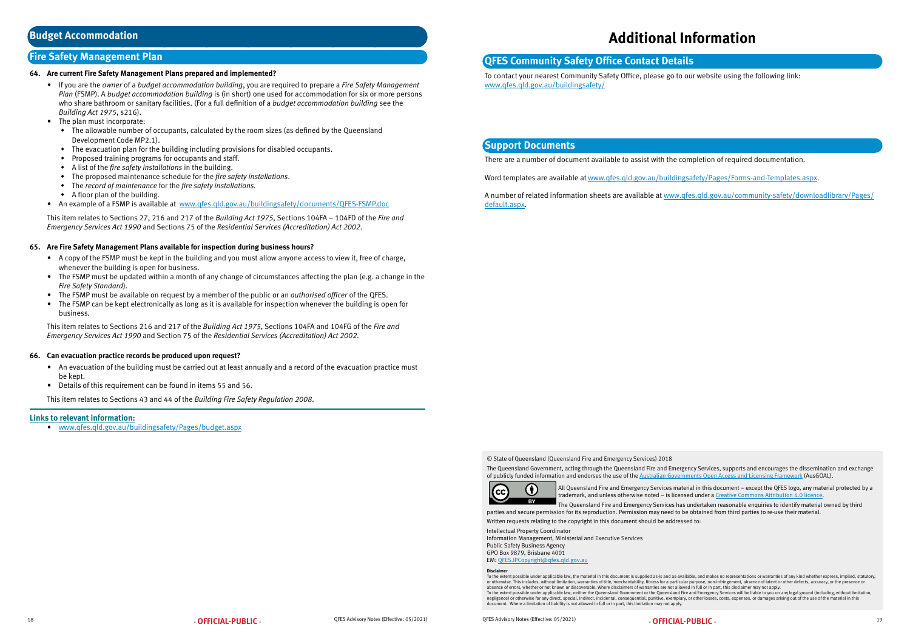## Budget Accommodation

### Fire Safety Management Plan

**64. Are current Fire Safety Management Plans prepared and implemented?**

- If you are the *owner* of a *budget accommodation building*, you are required to prepare a *Fire Safety Management Plan* (FSMP). A *budget accommodation building* is (in short) one used for accommodation for six or more persons who share bathroom or sanitary facilities. (For a full definition of a *budget accommodation building* see the *Building Act 1975*, s216).
- The plan must incorporate:
  - The allowable number of occupants, calculated by the room sizes (as defined by the Queensland Development Code MP2.1).
  - The evacuation plan for the building including provisions for disabled occupants.
  - Proposed training programs for occupants and staff.
  - A list of the *fire safety installations* in the building.
  - The proposed maintenance schedule for the *fire safety installations*.
  - The *record of maintenance* for the *fire safety installations.*
  - A floor plan of the building.
- An example of a FSMP is available at www.qfes.qld.gov.au/buildingsafety/documents/QFES-FSMP.doc

This item relates to Sections 27, 216 and 217 of the *Building Act 1975*, Sections 104FA – 104FD of the *Fire and Emergency Services Act 1990* and Sections 75 of the *Residential Services (Accreditation) Act 2002.*

**65. Are Fire Safety Management Plans available for inspection during business hours?**

- A copy of the FSMP must be kept in the building and you must allow anyone access to view it, free of charge, whenever the building is open for business.
- The FSMP must be updated within a month of any change of circumstances affecting the plan (e.g. a change in the *Fire Safety Standard*).
- The FSMP must be available on request by a member of the public or an *authorised officer* of the QFES.
- The FSMP can be kept electronically as long as it is available for inspection whenever the building is open for business.

This item relates to Sections 216 and 217 of the *Building Act 1975*, Sections 104FA and 104FG of the *Fire and Emergency Services Act 1990* and Section 75 of the *Residential Services (Accreditation) Act 2002.*

**66. Can evacuation practice records be produced upon request?**

- An evacuation of the building must be carried out at least annually and a record of the evacuation practice must be kept.
- Details of this requirement can be found in items 55 and 56.

This item relates to Sections 43 and 44 of the *Building Fire Safety Regulation 2008*.

**Links to relevant information:**

- www.qfes.qld.gov.au/buildingsafety/Pages/budget.aspx

# Additional Information

## QFES Community Safety Office Contact Details

To contact your nearest Community Safety Office, please go to our website using the following link: www.qfes.qld.gov.au/buildingsafety/

## Support Documents

There are a number of document available to assist with the completion of required documentation.

Word templates are available at www.qfes.qld.gov.au/buildingsafety/Pages/Forms-and-Templates.aspx.

A number of related information sheets are available at www.qfes.qld.gov.au/community-safety/downloadlibrary/Pages/default.aspx.

© State of Queensland (Queensland Fire and Emergency Services) 2018

The Queensland Government, acting through the Queensland Fire and Emergency Services, supports and encourages the dissemination and exchange of publicly funded information and endorses the use of the Australian Governments Open Access and Licensing Framework (AusGOAL).

All Queensland Fire and Emergency Services material in this document – except the QFES logo, any material protected by a trademark, and unless otherwise noted – is licensed under a Creative Commons Attribution 4.0 licence.

The Queensland Fire and Emergency Services has undertaken reasonable enquiries to identify material owned by third parties and secure permission for its reproduction. Permission may need to be obtained from third parties to re-use their material.

Written requests relating to the copyright in this document should be addressed to:

Intellectual Property Coordinator
Information Management, Ministerial and Executive Services
Public Safety Business Agency
GPO Box 9879, Brisbane 4001
EM: QFES.IPCopyright@qfes.qld.gov.au

**Disclaimer**

To the extent possible under applicable law, the material in this document is supplied as-is and as-available, and makes no representations or warranties of any kind whether express, implied, statutory, or otherwise. This includes, without limitation, warranties of title, merchantability, fitness for a particular purpose, non-infringement, absence of latent or other defects, accuracy, or the presence or absence of errors, whether or not known or discoverable. Where disclaimers of warranties are not allowed in full or in part, this disclaimer may not apply.
To the extent possible under applicable law, neither the Queensland Government or the Queensland Fire and Emergency Services will be liable to you on any legal ground (including, without limitation, negligence) or otherwise for any direct, special, indirect, incidental, consequential, punitive, exemplary, or other losses, costs, expenses, or damages arising out of the use of the material in this document. Where a limitation of liability is not allowed in full or in part, this limitation may not apply.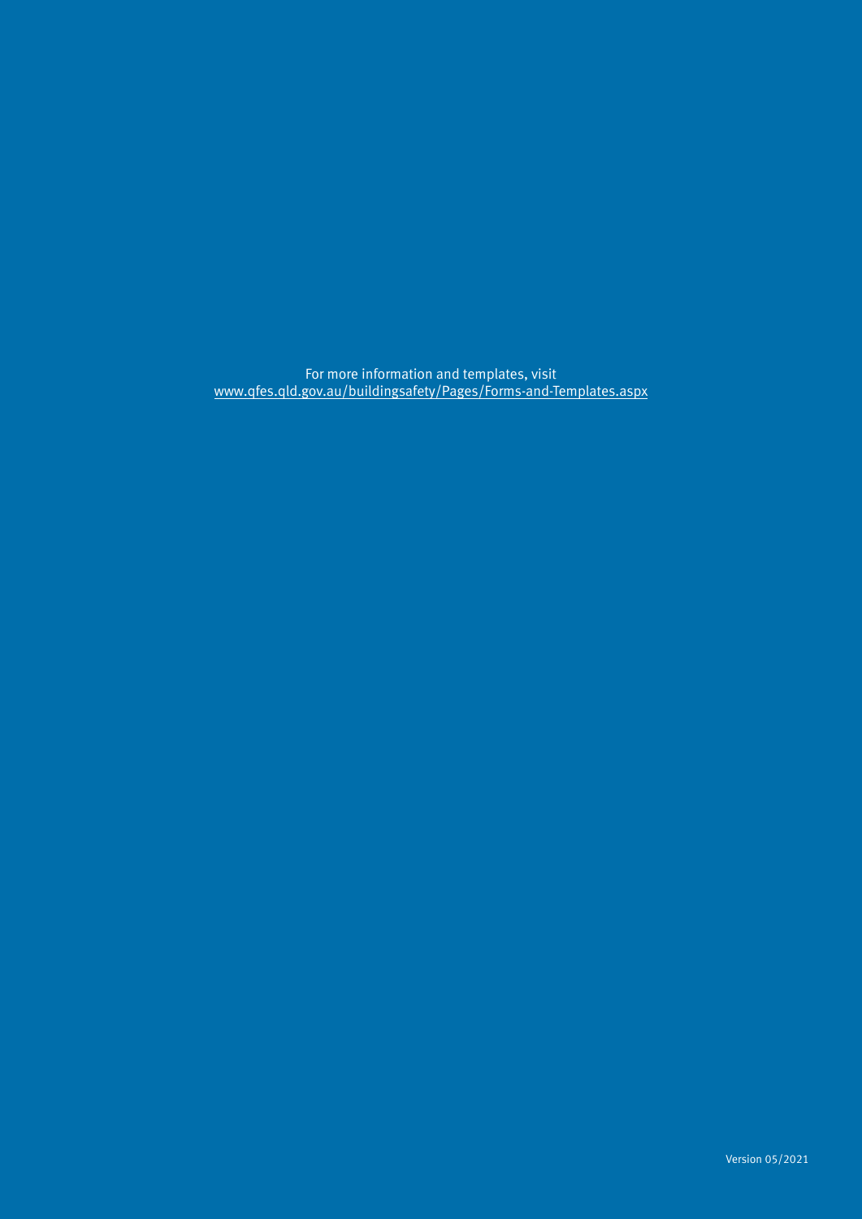For more information and templates, visit
www.qfes.qld.gov.au/buildingsafety/Pages/Forms-and-Templates.aspx

Version 05/2021